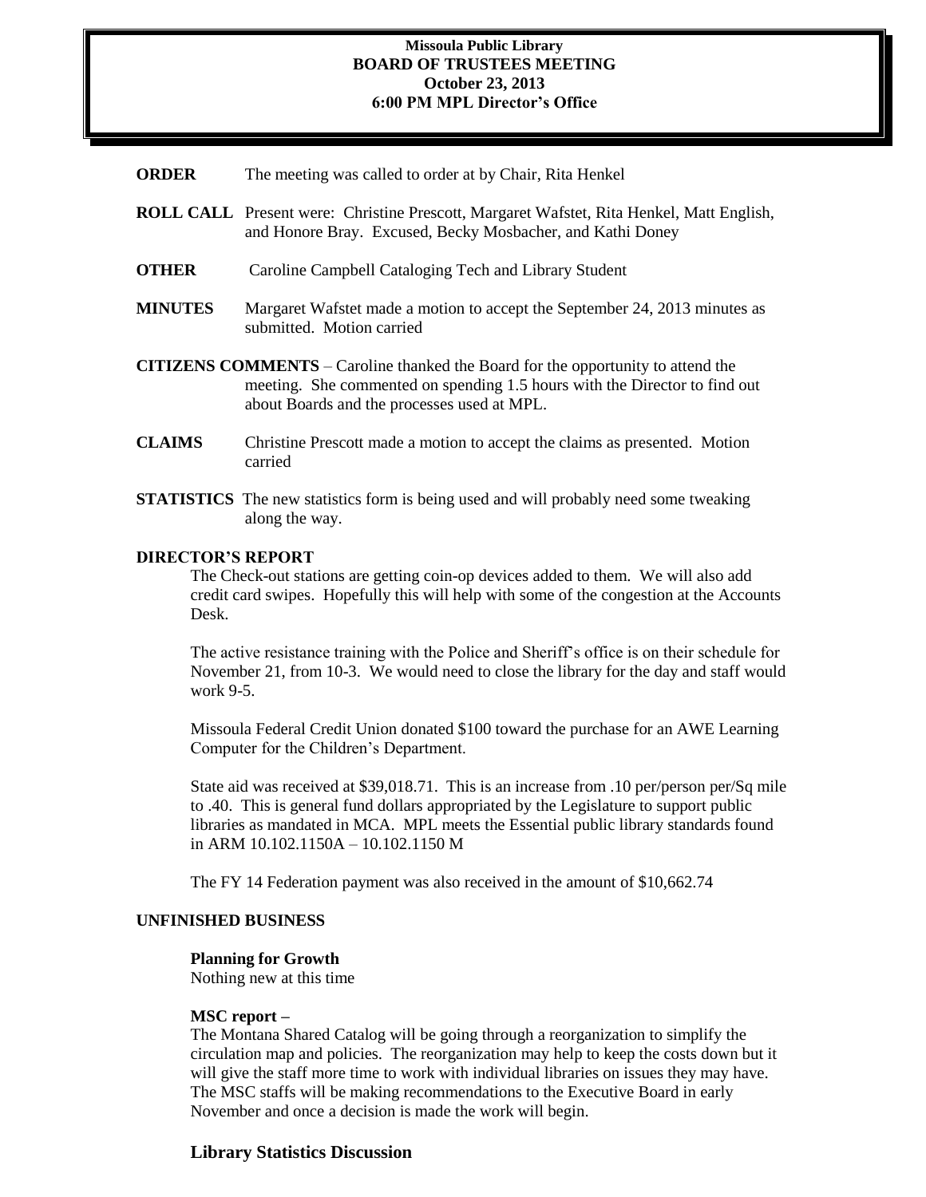# Missoula Public Library
## BOARD OF TRUSTEES MEETING
**October 23, 2013**
**6:00 PM MPL Director's Office**

**ORDER** The meeting was called to order at by Chair, Rita Henkel

**ROLL CALL** Present were: Christine Prescott, Margaret Wafstet, Rita Henkel, Matt English, and Honore Bray. Excused, Becky Mosbacher, and Kathi Doney

**OTHER** Caroline Campbell Cataloging Tech and Library Student

**MINUTES** Margaret Wafstet made a motion to accept the September 24, 2013 minutes as submitted. Motion carried

**CITIZENS COMMENTS** – Caroline thanked the Board for the opportunity to attend the meeting. She commented on spending 1.5 hours with the Director to find out about Boards and the processes used at MPL.

**CLAIMS** Christine Prescott made a motion to accept the claims as presented. Motion carried

**STATISTICS** The new statistics form is being used and will probably need some tweaking along the way.

### DIRECTOR'S REPORT

The Check-out stations are getting coin-op devices added to them. We will also add credit card swipes. Hopefully this will help with some of the congestion at the Accounts Desk.

The active resistance training with the Police and Sheriff's office is on their schedule for November 21, from 10-3. We would need to close the library for the day and staff would work 9-5.

Missoula Federal Credit Union donated $100 toward the purchase for an AWE Learning Computer for the Children's Department.

State aid was received at $39,018.71. This is an increase from .10 per/person per/Sq mile to .40. This is general fund dollars appropriated by the Legislature to support public libraries as mandated in MCA. MPL meets the Essential public library standards found in ARM 10.102.1150A – 10.102.1150 M

The FY 14 Federation payment was also received in the amount of $10,662.74

### UNFINISHED BUSINESS

**Planning for Growth**

Nothing new at this time

**MSC report –**

The Montana Shared Catalog will be going through a reorganization to simplify the circulation map and policies. The reorganization may help to keep the costs down but it will give the staff more time to work with individual libraries on issues they may have. The MSC staffs will be making recommendations to the Executive Board in early November and once a decision is made the work will begin.

### Library Statistics Discussion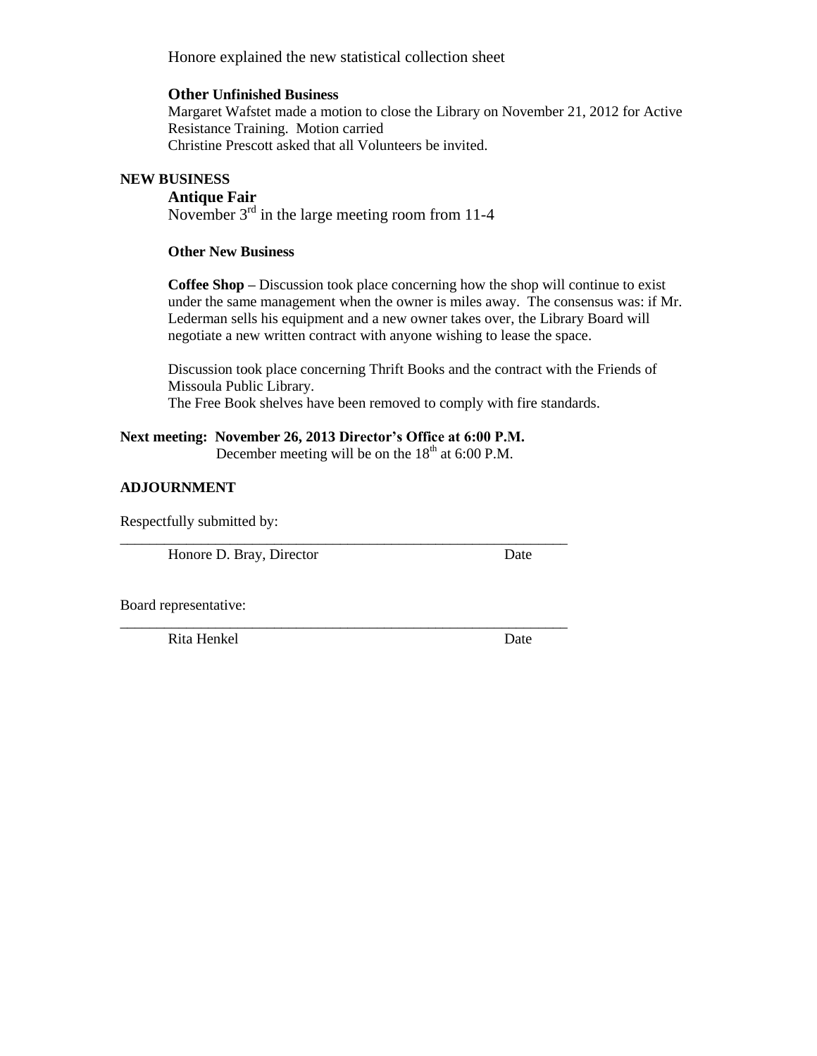Honore explained the new statistical collection sheet

### Other Unfinished Business

Margaret Wafstet made a motion to close the Library on November 21, 2012 for Active Resistance Training. Motion carried
Christine Prescott asked that all Volunteers be invited.

## NEW BUSINESS

### Antique Fair

November 3rd in the large meeting room from 11-4

### Other New Business

**Coffee Shop –** Discussion took place concerning how the shop will continue to exist under the same management when the owner is miles away. The consensus was: if Mr. Lederman sells his equipment and a new owner takes over, the Library Board will negotiate a new written contract with anyone wishing to lease the space.

Discussion took place concerning Thrift Books and the contract with the Friends of Missoula Public Library.
The Free Book shelves have been removed to comply with fire standards.

**Next meeting: November 26, 2013 Director's Office at 6:00 P.M.**
December meeting will be on the 18th at 6:00 P.M.

**ADJOURNMENT**

Respectfully submitted by:

_______________________________________________________________
Honore D. Bray, Director Date

Board representative:

_______________________________________________________________
Rita Henkel Date